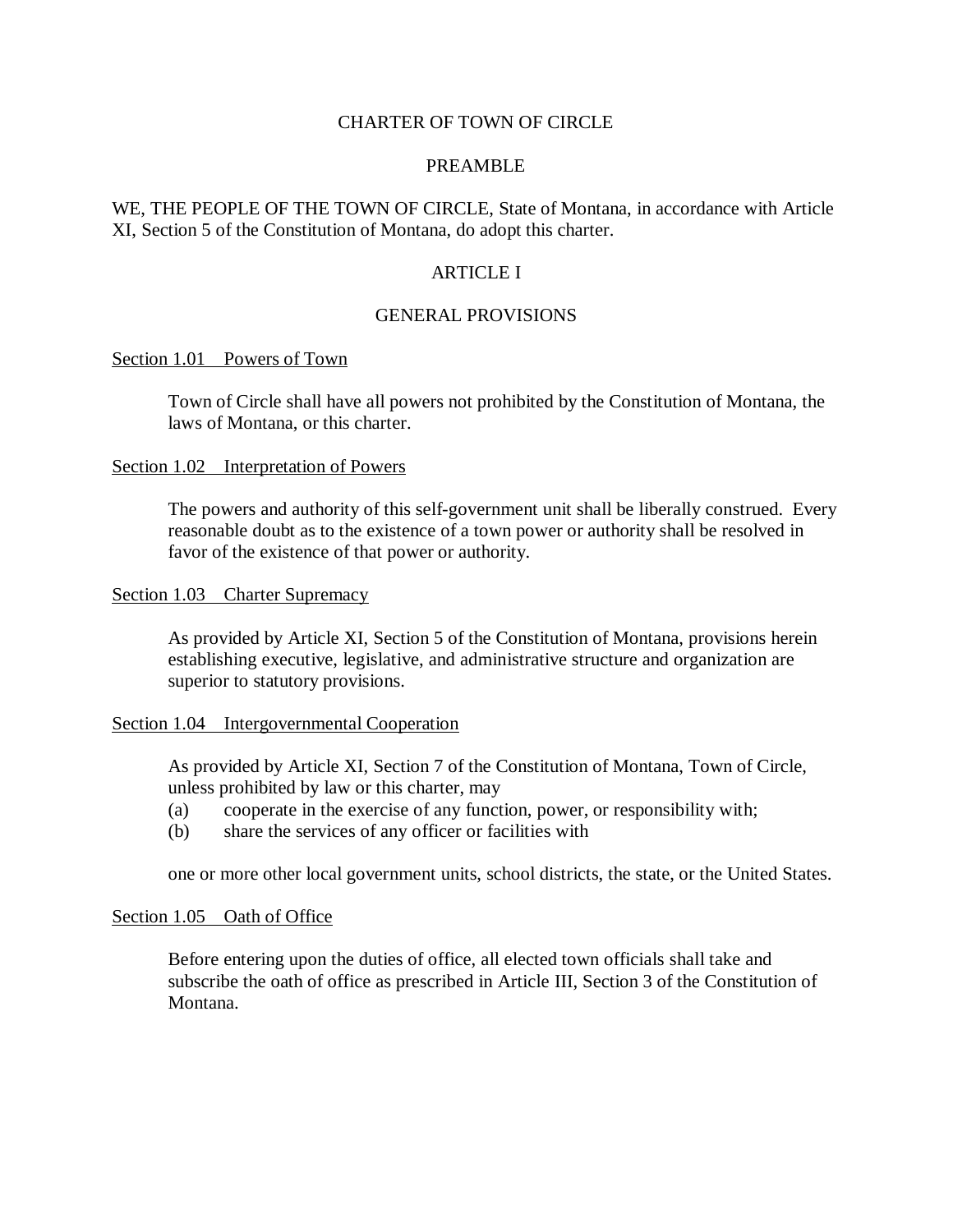# CHARTER OF TOWN OF CIRCLE

## PREAMBLE

WE, THE PEOPLE OF THE TOWN OF CIRCLE, State of Montana, in accordance with Article XI, Section 5 of the Constitution of Montana, do adopt this charter.

## ARTICLE I

## GENERAL PROVISIONS

### Section 1.01 Powers of Town

Town of Circle shall have all powers not prohibited by the Constitution of Montana, the laws of Montana, or this charter.

### Section 1.02 Interpretation of Powers

The powers and authority of this self-government unit shall be liberally construed. Every reasonable doubt as to the existence of a town power or authority shall be resolved in favor of the existence of that power or authority.

### Section 1.03 Charter Supremacy

As provided by Article XI, Section 5 of the Constitution of Montana, provisions herein establishing executive, legislative, and administrative structure and organization are superior to statutory provisions.

### Section 1.04 Intergovernmental Cooperation

As provided by Article XI, Section 7 of the Constitution of Montana, Town of Circle, unless prohibited by law or this charter, may

(a) cooperate in the exercise of any function, power, or responsibility with;
(b) share the services of any officer or facilities with

one or more other local government units, school districts, the state, or the United States.

### Section 1.05 Oath of Office

Before entering upon the duties of office, all elected town officials shall take and subscribe the oath of office as prescribed in Article III, Section 3 of the Constitution of Montana.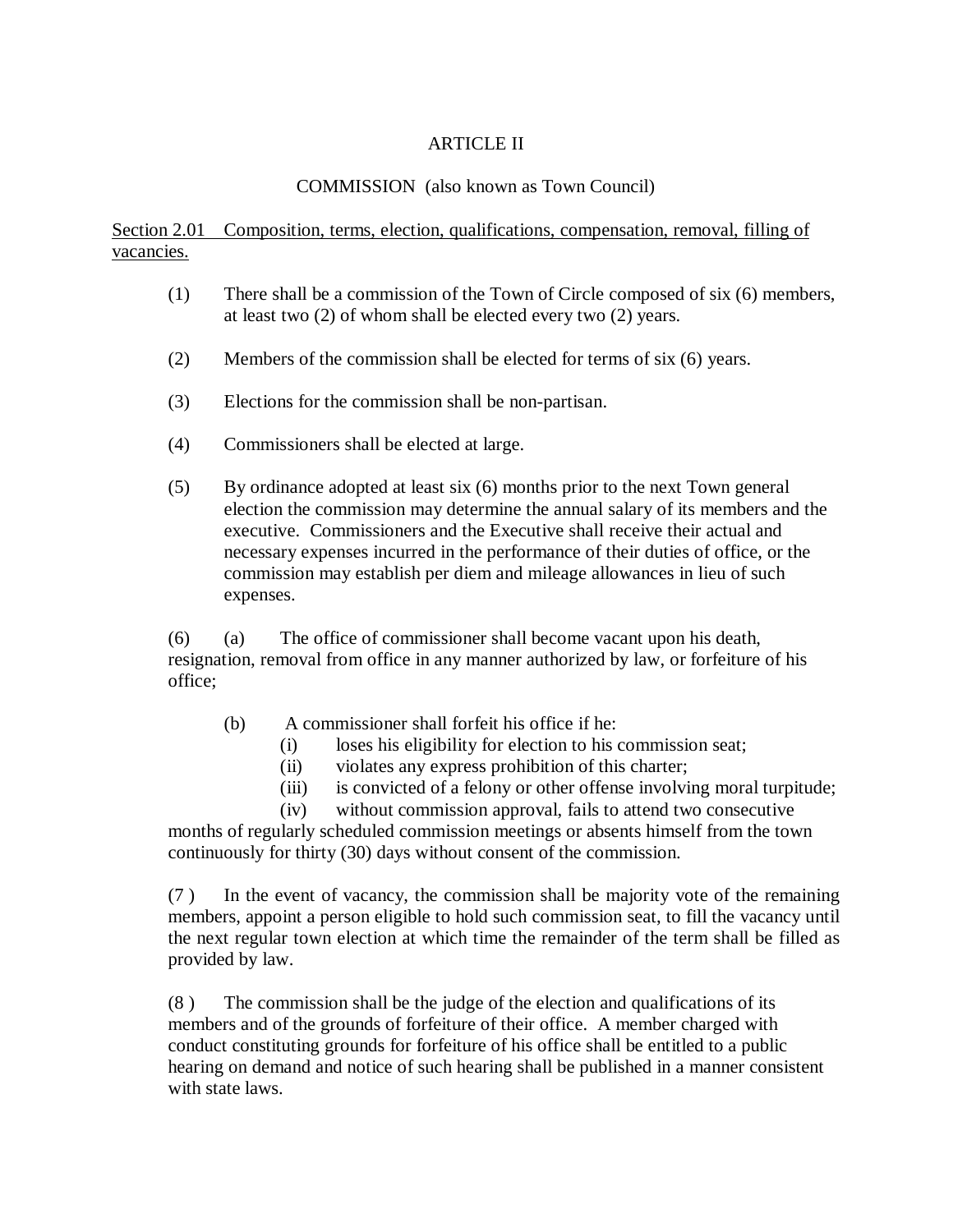# ARTICLE II

## COMMISSION (also known as Town Council)

<u>Section 2.01 Composition, terms, election, qualifications, compensation, removal, filling of vacancies.</u>

(1) There shall be a commission of the Town of Circle composed of six (6) members, at least two (2) of whom shall be elected every two (2) years.

(2) Members of the commission shall be elected for terms of six (6) years.

(3) Elections for the commission shall be non-partisan.

(4) Commissioners shall be elected at large.

(5) By ordinance adopted at least six (6) months prior to the next Town general election the commission may determine the annual salary of its members and the executive. Commissioners and the Executive shall receive their actual and necessary expenses incurred in the performance of their duties of office, or the commission may establish per diem and mileage allowances in lieu of such expenses.

(6) (a) The office of commissioner shall become vacant upon his death, resignation, removal from office in any manner authorized by law, or forfeiture of his office;

(b) A commissioner shall forfeit his office if he:

(i) loses his eligibility for election to his commission seat;

(ii) violates any express prohibition of this charter;

(iii) is convicted of a felony or other offense involving moral turpitude;

(iv) without commission approval, fails to attend two consecutive months of regularly scheduled commission meetings or absents himself from the town continuously for thirty (30) days without consent of the commission.

(7 ) In the event of vacancy, the commission shall be majority vote of the remaining members, appoint a person eligible to hold such commission seat, to fill the vacancy until the next regular town election at which time the remainder of the term shall be filled as provided by law.

(8 ) The commission shall be the judge of the election and qualifications of its members and of the grounds of forfeiture of their office. A member charged with conduct constituting grounds for forfeiture of his office shall be entitled to a public hearing on demand and notice of such hearing shall be published in a manner consistent with state laws.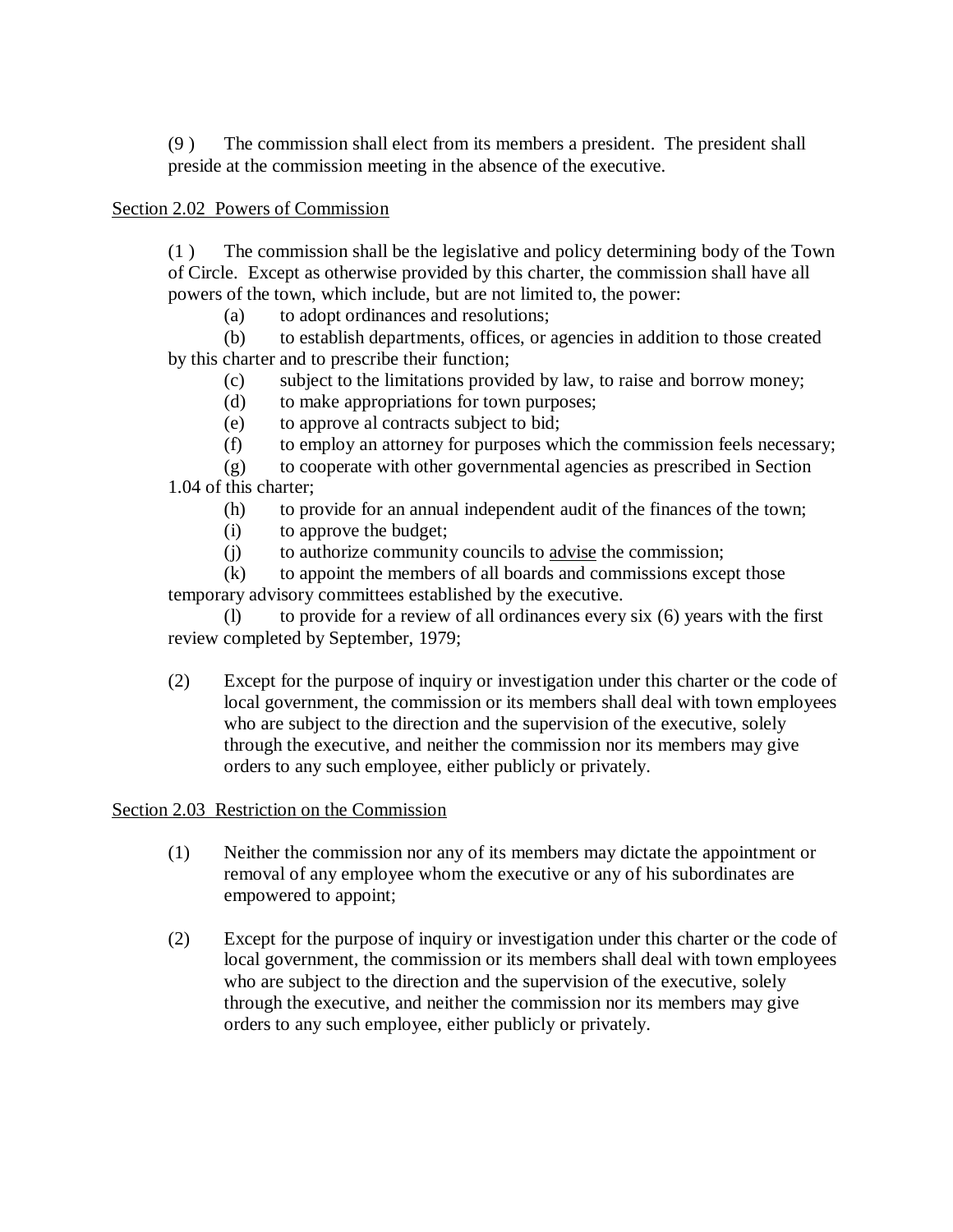(9 ) The commission shall elect from its members a president. The president shall preside at the commission meeting in the absence of the executive.

Section 2.02 Powers of Commission

(1 ) The commission shall be the legislative and policy determining body of the Town of Circle. Except as otherwise provided by this charter, the commission shall have all powers of the town, which include, but are not limited to, the power:

(a) to adopt ordinances and resolutions;

(b) to establish departments, offices, or agencies in addition to those created by this charter and to prescribe their function;

(c) subject to the limitations provided by law, to raise and borrow money;

(d) to make appropriations for town purposes;

(e) to approve al contracts subject to bid;

(f) to employ an attorney for purposes which the commission feels necessary;

(g) to cooperate with other governmental agencies as prescribed in Section 1.04 of this charter;

(h) to provide for an annual independent audit of the finances of the town;

(i) to approve the budget;

(j) to authorize community councils to <u>advise</u> the commission;

(k) to appoint the members of all boards and commissions except those temporary advisory committees established by the executive.

(l) to provide for a review of all ordinances every six (6) years with the first review completed by September, 1979;

(2) Except for the purpose of inquiry or investigation under this charter or the code of local government, the commission or its members shall deal with town employees who are subject to the direction and the supervision of the executive, solely through the executive, and neither the commission nor its members may give orders to any such employee, either publicly or privately.

Section 2.03 Restriction on the Commission

(1) Neither the commission nor any of its members may dictate the appointment or removal of any employee whom the executive or any of his subordinates are empowered to appoint;

(2) Except for the purpose of inquiry or investigation under this charter or the code of local government, the commission or its members shall deal with town employees who are subject to the direction and the supervision of the executive, solely through the executive, and neither the commission nor its members may give orders to any such employee, either publicly or privately.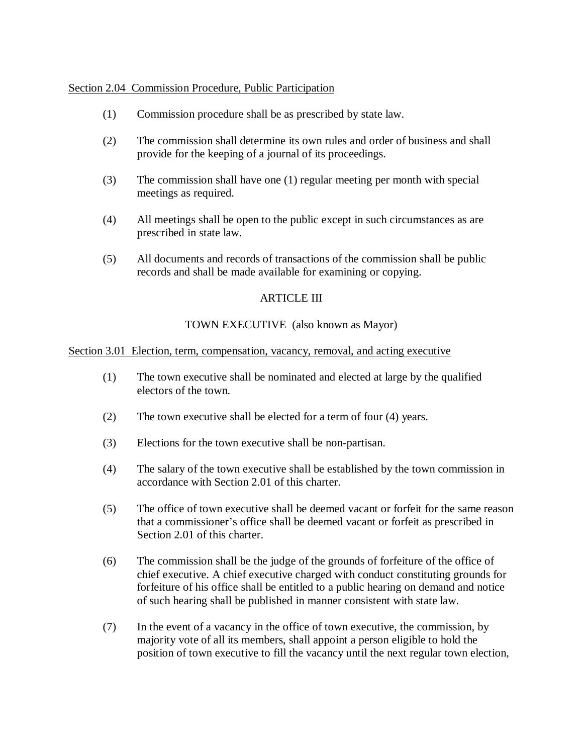<u>Section 2.04 Commission Procedure, Public Participation</u>

(1) Commission procedure shall be as prescribed by state law.

(2) The commission shall determine its own rules and order of business and shall provide for the keeping of a journal of its proceedings.

(3) The commission shall have one (1) regular meeting per month with special meetings as required.

(4) All meetings shall be open to the public except in such circumstances as are prescribed in state law.

(5) All documents and records of transactions of the commission shall be public records and shall be made available for examining or copying.

## ARTICLE III

## TOWN EXECUTIVE (also known as Mayor)

<u>Section 3.01 Election, term, compensation, vacancy, removal, and acting executive</u>

(1) The town executive shall be nominated and elected at large by the qualified electors of the town.

(2) The town executive shall be elected for a term of four (4) years.

(3) Elections for the town executive shall be non-partisan.

(4) The salary of the town executive shall be established by the town commission in accordance with Section 2.01 of this charter.

(5) The office of town executive shall be deemed vacant or forfeit for the same reason that a commissioner's office shall be deemed vacant or forfeit as prescribed in Section 2.01 of this charter.

(6) The commission shall be the judge of the grounds of forfeiture of the office of chief executive. A chief executive charged with conduct constituting grounds for forfeiture of his office shall be entitled to a public hearing on demand and notice of such hearing shall be published in manner consistent with state law.

(7) In the event of a vacancy in the office of town executive, the commission, by majority vote of all its members, shall appoint a person eligible to hold the position of town executive to fill the vacancy until the next regular town election,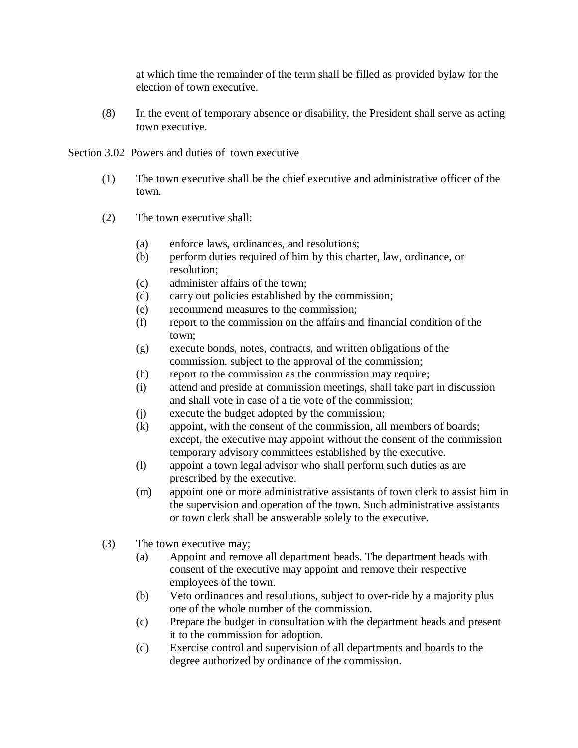at which time the remainder of the term shall be filled as provided bylaw for the election of town executive.

(8) In the event of temporary absence or disability, the President shall serve as acting town executive.

<u>Section 3.02 Powers and duties of town executive</u>

(1) The town executive shall be the chief executive and administrative officer of the town.

(2) The town executive shall:

(a) enforce laws, ordinances, and resolutions;
(b) perform duties required of him by this charter, law, ordinance, or resolution;
(c) administer affairs of the town;
(d) carry out policies established by the commission;
(e) recommend measures to the commission;
(f) report to the commission on the affairs and financial condition of the town;
(g) execute bonds, notes, contracts, and written obligations of the commission, subject to the approval of the commission;
(h) report to the commission as the commission may require;
(i) attend and preside at commission meetings, shall take part in discussion and shall vote in case of a tie vote of the commission;
(j) execute the budget adopted by the commission;
(k) appoint, with the consent of the commission, all members of boards; except, the executive may appoint without the consent of the commission temporary advisory committees established by the executive.
(l) appoint a town legal advisor who shall perform such duties as are prescribed by the executive.
(m) appoint one or more administrative assistants of town clerk to assist him in the supervision and operation of the town. Such administrative assistants or town clerk shall be answerable solely to the executive.

(3) The town executive may;

(a) Appoint and remove all department heads. The department heads with consent of the executive may appoint and remove their respective employees of the town.
(b) Veto ordinances and resolutions, subject to over-ride by a majority plus one of the whole number of the commission.
(c) Prepare the budget in consultation with the department heads and present it to the commission for adoption.
(d) Exercise control and supervision of all departments and boards to the degree authorized by ordinance of the commission.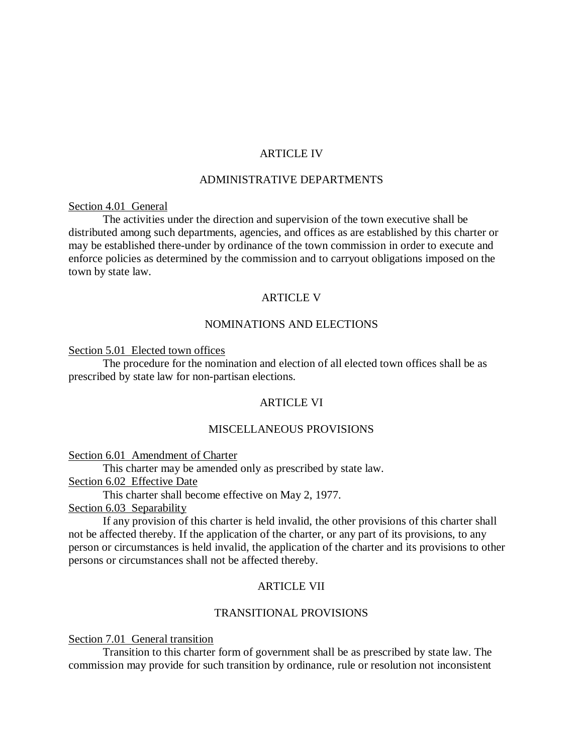## ARTICLE IV

## ADMINISTRATIVE DEPARTMENTS

Section 4.01 General

The activities under the direction and supervision of the town executive shall be distributed among such departments, agencies, and offices as are established by this charter or may be established there-under by ordinance of the town commission in order to execute and enforce policies as determined by the commission and to carryout obligations imposed on the town by state law.

## ARTICLE V

## NOMINATIONS AND ELECTIONS

Section 5.01 Elected town offices

The procedure for the nomination and election of all elected town offices shall be as prescribed by state law for non-partisan elections.

## ARTICLE VI

## MISCELLANEOUS PROVISIONS

Section 6.01 Amendment of Charter

This charter may be amended only as prescribed by state law.

Section 6.02 Effective Date

This charter shall become effective on May 2, 1977.

Section 6.03 Separability

If any provision of this charter is held invalid, the other provisions of this charter shall not be affected thereby. If the application of the charter, or any part of its provisions, to any person or circumstances is held invalid, the application of the charter and its provisions to other persons or circumstances shall not be affected thereby.

## ARTICLE VII

## TRANSITIONAL PROVISIONS

Section 7.01 General transition

Transition to this charter form of government shall be as prescribed by state law. The commission may provide for such transition by ordinance, rule or resolution not inconsistent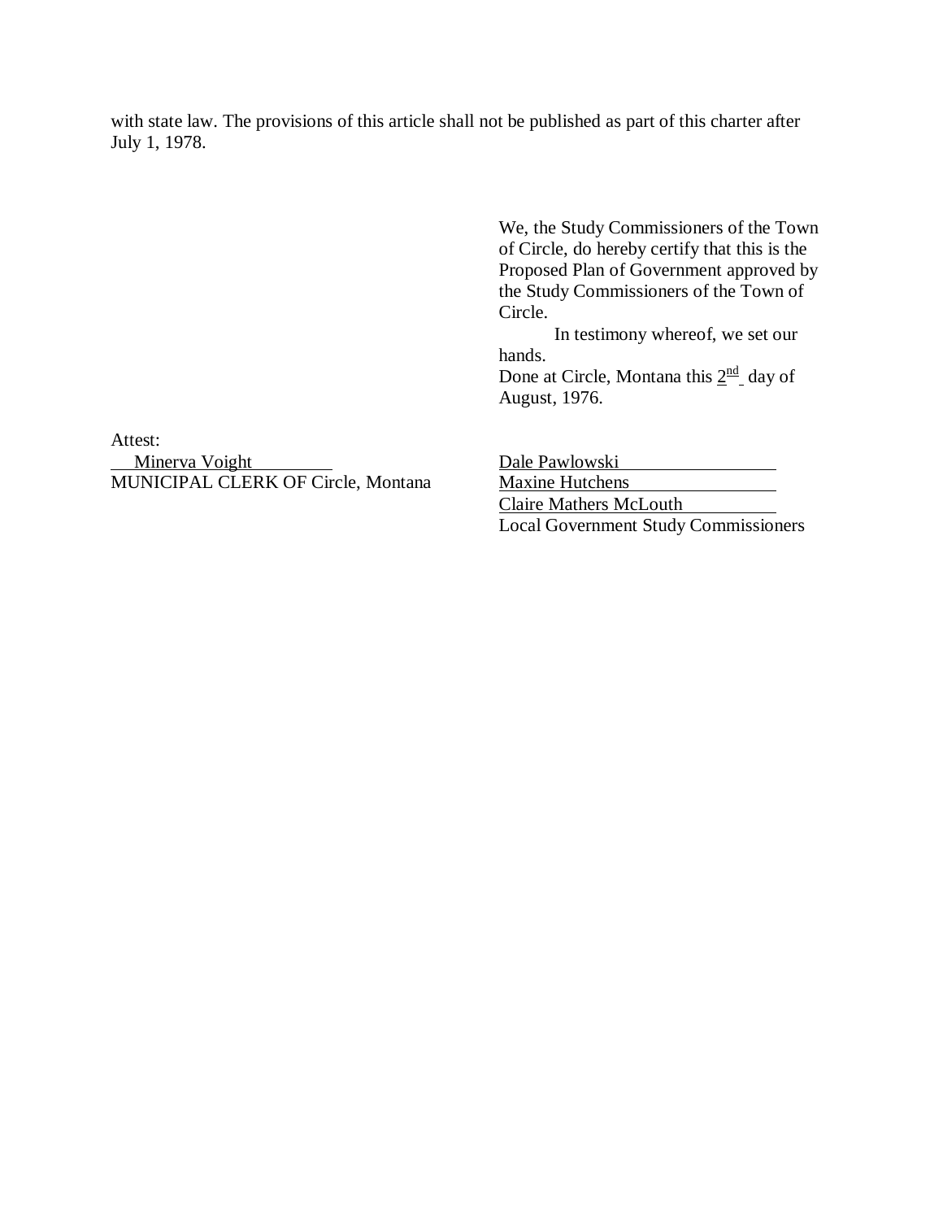with state law. The provisions of this article shall not be published as part of this charter after July 1, 1978.

We, the Study Commissioners of the Town of Circle, do hereby certify that this is the Proposed Plan of Government approved by the Study Commissioners of the Town of Circle.

In testimony whereof, we set our hands.

Done at Circle, Montana this 2nd day of August, 1976.

Attest:

Minerva Voight
MUNICIPAL CLERK OF Circle, Montana

Dale Pawlowski
Maxine Hutchens
Claire Mathers McLouth
Local Government Study Commissioners